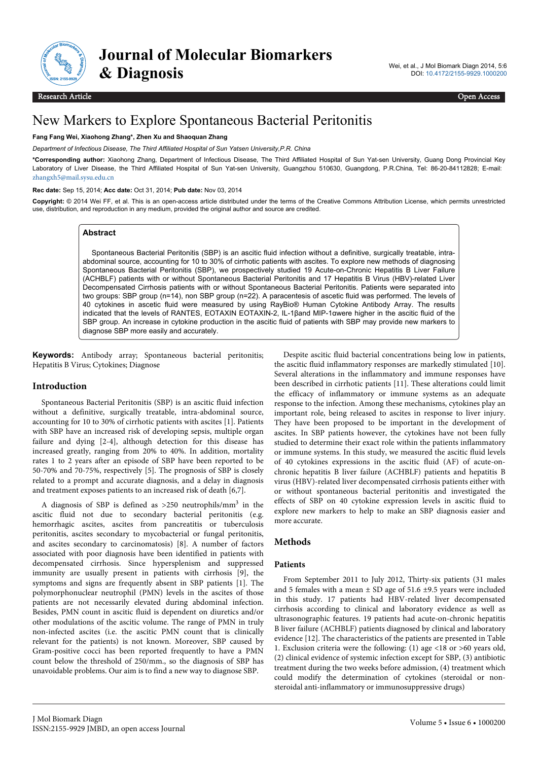# New Markers to Explore Spontaneous Bacterial Peritonitis

**Fang Fang Wei, Xiaohong Zhang\*, Zhen Xu and Shaoquan Zhang**

*Department of Infectious Disease, The Third Affiliated Hospital of Sun Yatsen University,P.R. China*

**\*Corresponding author:** Xiaohong Zhang, Department of Infectious Disease, The Third Affiliated Hospital of Sun Yat-sen University, Guang Dong Provincial Key Laboratory of Liver Disease, the Third Affiliated Hospital of Sun Yat-sen University, Guangzhou 510630, Guangdong, P.R.China, Tel: 86-20-84112828; E-mail: zhangxh5@mail.sysu.edu.cn

**Rec date:** Sep 15, 2014; **Acc date:** Oct 31, 2014; **Pub date:** Nov 03, 2014

**Copyright:** © 2014 Wei FF, et al. This is an open-access article distributed under the terms of the Creative Commons Attribution License, which permits unrestricted use, distribution, and reproduction in any medium, provided the original author and source are credited.

## Abstract

Spontaneous Bacterial Peritonitis (SBP) is an ascitic fluid infection without a definitive, surgically treatable, intra-abdominal source, accounting for 10 to 30% of cirrhotic patients with ascites. To explore new methods of diagnosing Spontaneous Bacterial Peritonitis (SBP), we prospectively studied 19 Acute-on-Chronic Hepatitis B Liver Failure (ACHBLF) patients with or without Spontaneous Bacterial Peritonitis and 17 Hepatitis B Virus (HBV)-related Liver Decompensated Cirrhosis patients with or without Spontaneous Bacterial Peritonitis. Patients were separated into two groups: SBP group (n=14), non SBP group (n=22). A paracentesis of ascetic fluid was performed. The levels of 40 cytokines in ascetic fluid were measured by using RayBio® Human Cytokine Antibody Array. The results indicated that the levels of RANTES, EOTAXIN EOTAXIN-2, IL-1βand MIP-1αwere higher in the ascitic fluid of the SBP group. An increase in cytokine production in the ascitic fluid of patients with SBP may provide new markers to diagnose SBP more easily and accurately.

**Keywords:** Antibody array; Spontaneous bacterial peritonitis; Hepatitis B Virus; Cytokines; Diagnose

## Introduction

Spontaneous Bacterial Peritonitis (SBP) is an ascitic fluid infection without a definitive, surgically treatable, intra-abdominal source, accounting for 10 to 30% of cirrhotic patients with ascites [1]. Patients with SBP have an increased risk of developing sepsis, multiple organ failure and dying [2-4], although detection for this disease has increased greatly, ranging from 20% to 40%. In addition, mortality rates 1 to 2 years after an episode of SBP have been reported to be 50-70% and 70-75%, respectively [5]. The prognosis of SBP is closely related to a prompt and accurate diagnosis, and a delay in diagnosis and treatment exposes patients to an increased risk of death [6,7].

A diagnosis of SBP is defined as >250 neutrophils/mm$^3$ in the ascitic fluid not due to secondary bacterial peritonitis (e.g. hemorrhagic ascites, ascites from pancreatitis or tuberculosis peritonitis, ascites secondary to mycobacterial or fungal peritonitis, and ascites secondary to carcinomatosis) [8]. A number of factors associated with poor diagnosis have been identified in patients with decompensated cirrhosis. Since hypersplenism and suppressed immunity are usually present in patients with cirrhosis [9], the symptoms and signs are frequently absent in SBP patients [1]. The polymorphonuclear neutrophil (PMN) levels in the ascites of those patients are not necessarily elevated during abdominal infection. Besides, PMN count in ascitic fluid is dependent on diuretics and/or other modulations of the ascitic volume. The range of PMN in truly non-infected ascites (i.e. the ascitic PMN count that is clinically relevant for the patients) is not known. Moreover, SBP caused by Gram-positive cocci has been reported frequently to have a PMN count below the threshold of 250/mm., so the diagnosis of SBP has unavoidable problems. Our aim is to find a new way to diagnose SBP.

Despite ascitic fluid bacterial concentrations being low in patients, the ascitic fluid inflammatory responses are markedly stimulated [10]. Several alterations in the inflammatory and immune responses have been described in cirrhotic patients [11]. These alterations could limit the efficacy of inflammatory or immune systems as an adequate response to the infection. Among these mechanisms, cytokines play an important role, being released to ascites in response to liver injury. They have been proposed to be important in the development of ascites. In SBP patients however, the cytokines have not been fully studied to determine their exact role within the patients inflammatory or immune systems. In this study, we measured the ascitic fluid levels of 40 cytokines expressions in the ascitic fluid (AF) of acute-on-chronic hepatitis B liver failure (ACHBLF) patients and hepatitis B virus (HBV)-related liver decompensated cirrhosis patients either with or without spontaneous bacterial peritonitis and investigated the effects of SBP on 40 cytokine expression levels in ascitic fluid to explore new markers to help to make an SBP diagnosis easier and more accurate.

## Methods

### Patients

From September 2011 to July 2012, Thirty-six patients (31 males and 5 females with a mean ± SD age of 51.6 ±9.5 years were included in this study. 17 patients had HBV-related liver decompensated cirrhosis according to clinical and laboratory evidence as well as ultrasonographic features. 19 patients had acute-on-chronic hepatitis B liver failure (ACHBLF) patients diagnosed by clinical and laboratory evidence [12]. The characteristics of the patients are presented in Table 1. Exclusion criteria were the following: (1) age <18 or >60 years old, (2) clinical evidence of systemic infection except for SBP, (3) antibiotic treatment during the two weeks before admission, (4) treatment which could modify the determination of cytokines (steroidal or non-steroidal anti-inflammatory or immunosuppressive drugs)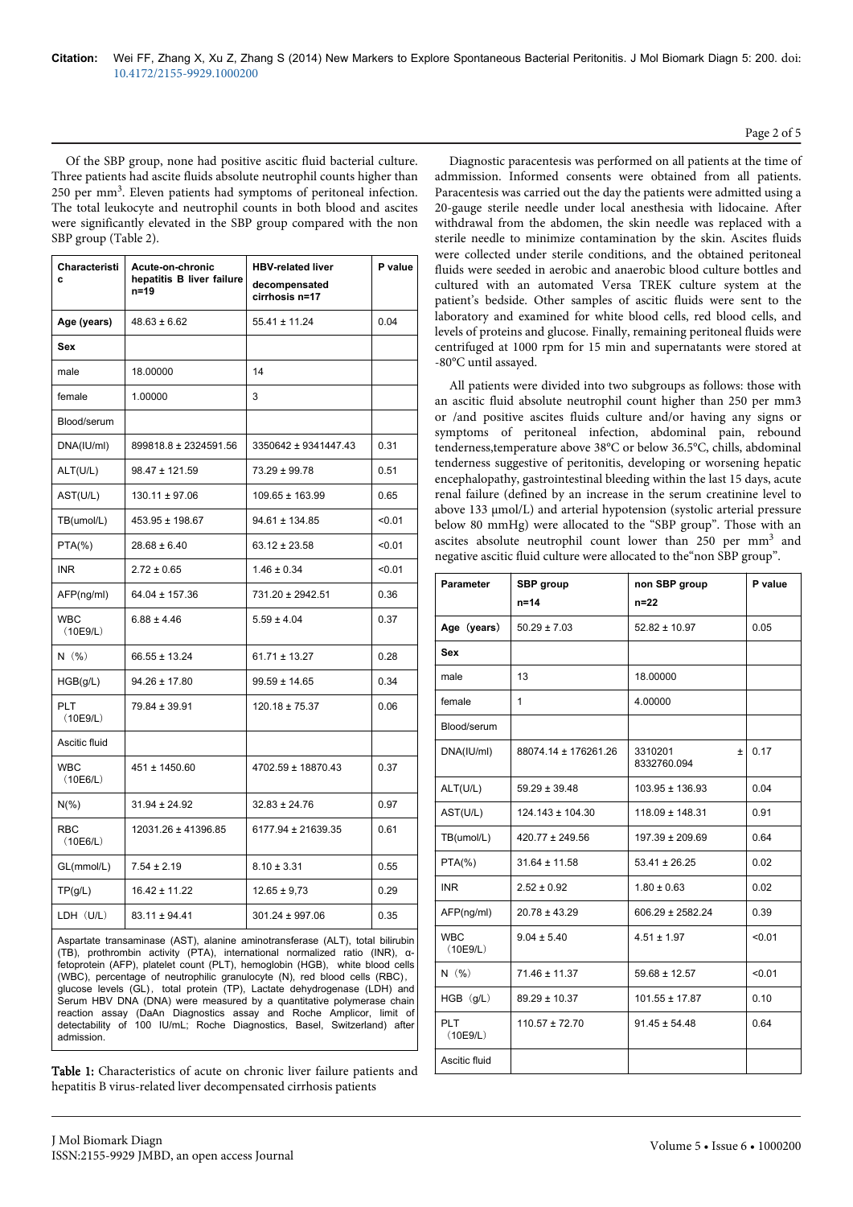Of the SBP group, none had positive ascitic fluid bacterial culture. Three patients had ascite fluids absolute neutrophil counts higher than 250 per mm$^3$. Eleven patients had symptoms of peritoneal infection. The total leukocyte and neutrophil counts in both blood and ascites were significantly elevated in the SBP group compared with the non SBP group (Table 2).

| Characteristic | Acute-on-chronic hepatitis B liver failure n=19 | HBV-related liver decompensated cirrhosis n=17 | P value |
|---|---|---|---|
| Age (years) | 48.63 ± 6.62 | 55.41 ± 11.24 | 0.04 |
| Sex | | | |
| male | 18.00000 | 14 | |
| female | 1.00000 | 3 | |
| Blood/serum | | | |
| DNA(IU/ml) | 899818.8 ± 2324591.56 | 3350642 ± 9341447.43 | 0.31 |
| ALT(U/L) | 98.47 ± 121.59 | 73.29 ± 99.78 | 0.51 |
| AST(U/L) | 130.11 ± 97.06 | 109.65 ± 163.99 | 0.65 |
| TB(umol/L) | 453.95 ± 198.67 | 94.61 ± 134.85 | <0.01 |
| PTA(%) | 28.68 ± 6.40 | 63.12 ± 23.58 | <0.01 |
| INR | 2.72 ± 0.65 | 1.46 ± 0.34 | <0.01 |
| AFP(ng/ml) | 64.04 ± 157.36 | 731.20 ± 2942.51 | 0.36 |
| WBC （10E9/L） | 6.88 ± 4.46 | 5.59 ± 4.04 | 0.37 |
| N （%） | 66.55 ± 13.24 | 61.71 ± 13.27 | 0.28 |
| HGB(g/L) | 94.26 ± 17.80 | 99.59 ± 14.65 | 0.34 |
| PLT （10E9/L） | 79.84 ± 39.91 | 120.18 ± 75.37 | 0.06 |
| Ascitic fluid | | | |
| WBC （10E6/L） | 451 ± 1450.60 | 4702.59 ± 18870.43 | 0.37 |
| N(%) | 31.94 ± 24.92 | 32.83 ± 24.76 | 0.97 |
| RBC （10E6/L） | 12031.26 ± 41396.85 | 6177.94 ± 21639.35 | 0.61 |
| GL(mmol/L) | 7.54 ± 2.19 | 8.10 ± 3.31 | 0.55 |
| TP(g/L) | 16.42 ± 11.22 | 12.65 ± 9,73 | 0.29 |
| LDH （U/L） | 83.11 ± 94.41 | 301.24 ± 997.06 | 0.35 |

Aspartate transaminase (AST), alanine aminotransferase (ALT), total bilirubin (TB), prothrombin activity (PTA), international normalized ratio (INR), α-fetoprotein (AFP), platelet count (PLT), hemoglobin (HGB), white blood cells (WBC), percentage of neutrophilic granulocyte (N), red blood cells (RBC), glucose levels (GL), total protein (TP), Lactate dehydrogenase (LDH) and Serum HBV DNA (DNA) were measured by a quantitative polymerase chain reaction assay (DaAn Diagnostics assay and Roche Amplicor, limit of detectability of 100 IU/mL; Roche Diagnostics, Basel, Switzerland) after admission.

**Table 1:** Characteristics of acute on chronic liver failure patients and hepatitis B virus-related liver decompensated cirrhosis patients

Diagnostic paracentesis was performed on all patients at the time of admmission. Informed consents were obtained from all patients. Paracentesis was carried out the day the patients were admitted using a 20-gauge sterile needle under local anesthesia with lidocaine. After withdrawal from the abdomen, the skin needle was replaced with a sterile needle to minimize contamination by the skin. Ascites fluids were collected under sterile conditions, and the obtained peritoneal fluids were seeded in aerobic and anaerobic blood culture bottles and cultured with an automated Versa TREK culture system at the patient's bedside. Other samples of ascitic fluids were sent to the laboratory and examined for white blood cells, red blood cells, and levels of proteins and glucose. Finally, remaining peritoneal fluids were centrifuged at 1000 rpm for 15 min and supernatants were stored at -80°C until assayed.

All patients were divided into two subgroups as follows: those with an ascitic fluid absolute neutrophil count higher than 250 per mm3 or /and positive ascites fluids culture and/or having any signs or symptoms of peritoneal infection, abdominal pain, rebound tenderness,temperature above 38°C or below 36.5°C, chills, abdominal tenderness suggestive of peritonitis, developing or worsening hepatic encephalopathy, gastrointestinal bleeding within the last 15 days, acute renal failure (defined by an increase in the serum creatinine level to above 133 μmol/L) and arterial hypotension (systolic arterial pressure below 80 mmHg) were allocated to the "SBP group". Those with an ascites absolute neutrophil count lower than 250 per mm$^3$ and negative ascitic fluid culture were allocated to the"non SBP group".

| Parameter | SBP group n=14 | non SBP group n=22 | P value |
|---|---|---|---|
| Age （years） | 50.29 ± 7.03 | 52.82 ± 10.97 | 0.05 |
| Sex | | | |
| male | 13 | 18.00000 | |
| female | 1 | 4.00000 | |
| Blood/serum | | | |
| DNA(IU/ml) | 88074.14 ± 176261.26 | 3310201 ± 8332760.094 | 0.17 |
| ALT(U/L) | 59.29 ± 39.48 | 103.95 ± 136.93 | 0.04 |
| AST(U/L) | 124.143 ± 104.30 | 118.09 ± 148.31 | 0.91 |
| TB(umol/L) | 420.77 ± 249.56 | 197.39 ± 209.69 | 0.64 |
| PTA(%) | 31.64 ± 11.58 | 53.41 ± 26.25 | 0.02 |
| INR | 2.52 ± 0.92 | 1.80 ± 0.63 | 0.02 |
| AFP(ng/ml) | 20.78 ± 43.29 | 606.29 ± 2582.24 | 0.39 |
| WBC （10E9/L） | 9.04 ± 5.40 | 4.51 ± 1.97 | <0.01 |
| N （%） | 71.46 ± 11.37 | 59.68 ± 12.57 | <0.01 |
| HGB （g/L） | 89.29 ± 10.37 | 101.55 ± 17.87 | 0.10 |
| PLT （10E9/L） | 110.57 ± 72.70 | 91.45 ± 54.48 | 0.64 |
| Ascitic fluid | | | |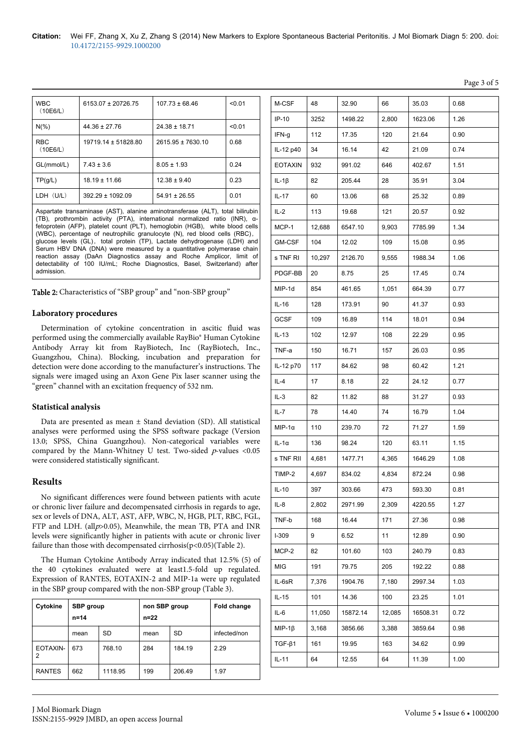| WBC (10E6/L) | 6153.07 ± 20726.75 | 107.73 ± 68.46 | <0.01 |
|---|---|---|---|
| N(%) | 44.36 ± 27.76 | 24.38 ± 18.71 | <0.01 |
| RBC (10E6/L) | 19719.14 ± 51828.80 | 2615.95 ± 7630.10 | 0.68 |
| GL(mmol/L) | 7.43 ± 3.6 | 8.05 ± 1.93 | 0.24 |
| TP(g/L) | 18.19 ± 11.66 | 12.38 ± 9.40 | 0.23 |
| LDH (U/L) | 392.29 ± 1092.09 | 54.91 ± 26.55 | 0.01 |

Aspartate transaminase (AST), alanine aminotransferase (ALT), total bilirubin (TB), prothrombin activity (PTA), international normalized ratio (INR), α-fetoprotein (AFP), platelet count (PLT), hemoglobin (HGB), white blood cells (WBC), percentage of neutrophilic granulocyte (N), red blood cells (RBC), glucose levels (GL), total protein (TP), Lactate dehydrogenase (LDH) and Serum HBV DNA (DNA) were measured by a quantitative polymerase chain reaction assay (DaAn Diagnostics assay and Roche Amplicor, limit of detectability of 100 IU/mL; Roche Diagnostics, Basel, Switzerland) after admission.

**Table 2:** Characteristics of "SBP group" and "non-SBP group"

### Laboratory procedures

Determination of cytokine concentration in ascitic fluid was performed using the commercially available RayBio® Human Cytokine Antibody Array kit from RayBiotech, Inc (RayBiotech, Inc., Guangzhou, China). Blocking, incubation and preparation for detection were done according to the manufacturer's instructions. The signals were imaged using an Axon Gene Pix laser scanner using the "green" channel with an excitation frequency of 532 nm.

### Statistical analysis

Data are presented as mean ± Stand deviation (SD). All statistical analyses were performed using the SPSS software package (Version 13.0; SPSS, China Guangzhou). Non-categorical variables were compared by the Mann-Whitney U test. Two-sided $p$-values <0.05 were considered statistically significant.

## Results

No significant differences were found between patients with acute or chronic liver failure and decompensated cirrhosis in regards to age, sex or levels of DNA, ALT, AST, AFP, WBC, N, HGB, PLT, RBC, FGL, FTP and LDH. (all$p$>0.05), Meanwhile, the mean TB, PTA and INR levels were significantly higher in patients with acute or chronic liver failure than those with decompensated cirrhosis(p<0.05)(Table 2).

The Human Cytokine Antibody Array indicated that 12.5% (5) of the 40 cytokines evaluated were at least1.5-fold up regulated. Expression of RANTES, EOTAXIN-2 and MIP-1a were up regulated in the SBP group compared with the non-SBP group (Table 3).

| Cytokine | SBP group n=14 | | non SBP group n=22 | | Fold change |
|---|---|---|---|---|---|
| | mean | SD | mean | SD | infected/non |
| EOTAXIN-2 | 673 | 768.10 | 284 | 184.19 | 2.29 |
| RANTES | 662 | 1118.95 | 199 | 206.49 | 1.97 |
| M-CSF | 48 | 32.90 | 66 | 35.03 | 0.68 |
| IP-10 | 3252 | 1498.22 | 2,800 | 1623.06 | 1.26 |
| IFN-g | 112 | 17.35 | 120 | 21.64 | 0.90 |
| IL-12 p40 | 34 | 16.14 | 42 | 21.09 | 0.74 |
| EOTAXIN | 932 | 991.02 | 646 | 402.67 | 1.51 |
| IL-1β | 82 | 205.44 | 28 | 35.91 | 3.04 |
| IL-17 | 60 | 13.06 | 68 | 25.32 | 0.89 |
| IL-2 | 113 | 19.68 | 121 | 20.57 | 0.92 |
| MCP-1 | 12,688 | 6547.10 | 9,903 | 7785.99 | 1.34 |
| GM-CSF | 104 | 12.02 | 109 | 15.08 | 0.95 |
| s TNF RI | 10,297 | 2126.70 | 9,555 | 1988.34 | 1.06 |
| PDGF-BB | 20 | 8.75 | 25 | 17.45 | 0.74 |
| MIP-1d | 854 | 461.65 | 1,051 | 664.39 | 0.77 |
| IL-16 | 128 | 173.91 | 90 | 41.37 | 0.93 |
| GCSF | 109 | 16.89 | 114 | 18.01 | 0.94 |
| IL-13 | 102 | 12.97 | 108 | 22.29 | 0.95 |
| TNF-a | 150 | 16.71 | 157 | 26.03 | 0.95 |
| IL-12 p70 | 117 | 84.62 | 98 | 60.42 | 1.21 |
| IL-4 | 17 | 8.18 | 22 | 24.12 | 0.77 |
| IL-3 | 82 | 11.82 | 88 | 31.27 | 0.93 |
| IL-7 | 78 | 14.40 | 74 | 16.79 | 1.04 |
| MIP-1α | 110 | 239.70 | 72 | 71.27 | 1.59 |
| IL-1α | 136 | 98.24 | 120 | 63.11 | 1.15 |
| s TNF RII | 4,681 | 1477.71 | 4,365 | 1646.29 | 1.08 |
| TIMP-2 | 4,697 | 834.02 | 4,834 | 872.24 | 0.98 |
| IL-10 | 397 | 303.66 | 473 | 593.30 | 0.81 |
| IL-8 | 2,802 | 2971.99 | 2,309 | 4220.55 | 1.27 |
| TNF-b | 168 | 16.44 | 171 | 27.36 | 0.98 |
| I-309 | 9 | 6.52 | 11 | 12.89 | 0.90 |
| MCP-2 | 82 | 101.60 | 103 | 240.79 | 0.83 |
| MIG | 191 | 79.75 | 205 | 192.22 | 0.88 |
| IL-6sR | 7,376 | 1904.76 | 7,180 | 2997.34 | 1.03 |
| IL-15 | 101 | 14.36 | 100 | 23.25 | 1.01 |
| IL-6 | 11,050 | 15872.14 | 12,085 | 16508.31 | 0.72 |
| MIP-1β | 3,168 | 3856.66 | 3,388 | 3859.64 | 0.98 |
| TGF-β1 | 161 | 19.95 | 163 | 34.62 | 0.99 |
| IL-11 | 64 | 12.55 | 64 | 11.39 | 1.00 |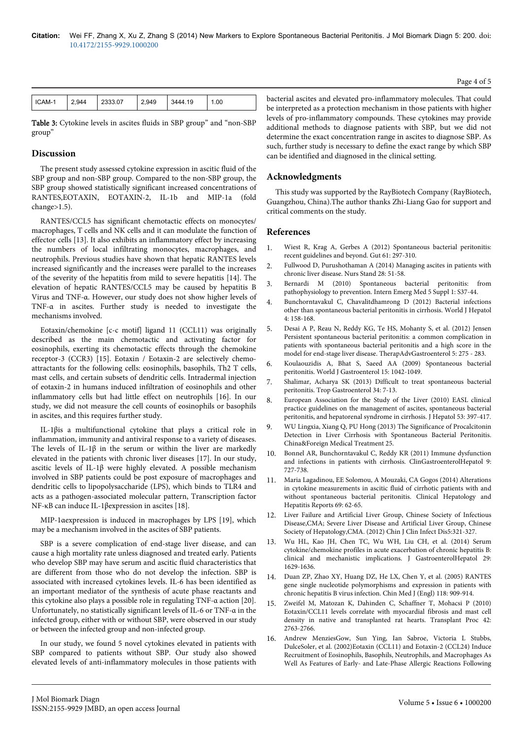| | | | | | |
|---|---|---|---|---|---|
| ICAM-1 | 2,944 | 2333.07 | 2,949 | 3444.19 | 1.00 |

**Table 3:** Cytokine levels in ascites fluids in SBP group" and "non-SBP group"

## Discussion

The present study assessed cytokine expression in ascitic fluid of the SBP group and non-SBP group. Compared to the non-SBP group, the SBP group showed statistically significant increased concentrations of RANTES,EOTAXIN, EOTAXIN-2, IL-1b and MIP-1a (fold change>1.5).

RANTES/CCL5 has significant chemotactic effects on monocytes/macrophages, T cells and NK cells and it can modulate the function of effector cells [13]. It also exhibits an inflammatory effect by increasing the numbers of local infiltrating monocytes, macrophages, and neutrophils. Previous studies have shown that hepatic RANTES levels increased significantly and the increases were parallel to the increases of the severity of the hepatitis from mild to severe hepatitis [14]. The elevation of hepatic RANTES/CCL5 may be caused by hepatitis B Virus and TNF-α. However, our study does not show higher levels of TNF-α in ascites. Further study is needed to investigate the mechanisms involved.

Eotaxin/chemokine [c-c motif] ligand 11 (CCL11) was originally described as the main chemotactic and activating factor for eosinophils, exerting its chemotactic effects through the chemokine receptor-3 (CCR3) [15]. Eotaxin / Eotaxin-2 are selectively chemo-attractants for the following cells: eosinophils, basophils, Th2 T cells, mast cells, and certain subsets of dendritic cells. Intradermal injection of eotaxin-2 in humans induced infiltration of eosinophils and other inflammatory cells but had little effect on neutrophils [16]. In our study, we did not measure the cell counts of eosinophils or basophils in ascites, and this requires further study.

IL-1βis a multifunctional cytokine that plays a critical role in inflammation, immunity and antiviral response to a variety of diseases. The levels of IL-1β in the serum or within the liver are markedly elevated in the patients with chronic liver diseases [17]. In our study, ascitic levels of IL-1β were highly elevated. A possible mechanism involved in SBP patients could be post exposure of macrophages and dendritic cells to lipopolysaccharide (LPS), which binds to TLR4 and acts as a pathogen-associated molecular pattern, Transcription factor NF-κB can induce IL-1βexpression in ascites [18].

MIP-1αexpression is induced in macrophages by LPS [19], which may be a mechanism involved in the ascites of SBP patients.

SBP is a severe complication of end-stage liver disease, and can cause a high mortality rate unless diagnosed and treated early. Patients who develop SBP may have serum and ascitic fluid characteristics that are different from those who do not develop the infection. SBP is associated with increased cytokines levels. IL-6 has been identified as an important mediator of the synthesis of acute phase reactants and this cytokine also plays a possible role in regulating TNF-α action [20]. Unfortunately, no statistically significant levels of IL-6 or TNF-α in the infected group, either with or without SBP, were observed in our study or between the infected group and non-infected group.

In our study, we found 5 novel cytokines elevated in patients with SBP compared to patients without SBP. Our study also showed elevated levels of anti-inflammatory molecules in those patients with bacterial ascites and elevated pro-inflammatory molecules. That could be interpreted as a protection mechanism in those patients with higher levels of pro-inflammatory compounds. These cytokines may provide additional methods to diagnose patients with SBP, but we did not determine the exact concentration range in ascites to diagnose SBP. As such, further study is necessary to define the exact range by which SBP can be identified and diagnosed in the clinical setting.

## Acknowledgments

This study was supported by the RayBiotech Company (RayBiotech, Guangzhou, China).The author thanks Zhi-Liang Gao for support and critical comments on the study.

## References

1. Wiest R, Krag A, Gerbes A (2012) Spontaneous bacterial peritonitis: recent guidelines and beyond. Gut 61: 297-310.
2. Fullwood D, Purushothaman A (2014) Managing ascites in patients with chronic liver disease. Nurs Stand 28: 51-58.
3. Bernardi M (2010) Spontaneous bacterial peritonitis: from pathophysiology to prevention. Intern Emerg Med 5 Suppl 1: S37-44.
4. Bunchorntavakul C, Chavalitdhamrong D (2012) Bacterial infections other than spontaneous bacterial peritonitis in cirrhosis. World J Hepatol 4: 158-168.
5. Desai A P, Reau N, Reddy KG, Te HS, Mohanty S, et al. (2012) Jensen Persistent spontaneous bacterial peritonitis: a common complication in patients with spontaneous bacterial peritonitis and a high score in the model for end-stage liver disease. TherapAdvGastroenterol 5: 275 - 283.
6. Koulaouzidis A, Bhat S, Saeed AA (2009) Spontaneous bacterial peritonitis. World J Gastroenterol 15: 1042-1049.
7. Shalimar, Acharya SK (2013) Difficult to treat spontaneous bacterial peritonitis. Trop Gastroenterol 34: 7-13.
8. European Association for the Study of the Liver (2010) EASL clinical practice guidelines on the management of ascites, spontaneous bacterial peritonitis, and hepatorenal syndrome in cirrhosis. J Hepatol 53: 397-417.
9. WU Lingxia, Xiang Q, PU Hong (2013) The Significance of Procalcitonin Detection in Liver Cirrhosis with Spontaneous Bacterial Peritonitis. China&Foreign Medical Treatment 25.
10. Bonnel AR, Bunchorntavakul C, Reddy KR (2011) Immune dysfunction and infections in patients with cirrhosis. ClinGastroenterolHepatol 9: 727-738.
11. Maria Lagadinou, EE Solomou, A Mouzaki, CA Gogos (2014) Alterations in cytokine measurements in ascitic fluid of cirrhotic patients with and without spontaneous bacterial peritonitis. Clinical Hepatology and Hepatitis Reports 69: 62-65.
12. Liver Failure and Artificial Liver Group, Chinese Society of Infectious Disease,CMA; Severe Liver Disease and Artificial Liver Group, Chinese Society of Hepatology,CMA. (2012) Chin J Clin Infect Dis5:321-327.
13. Wu HL, Kao JH, Chen TC, Wu WH, Liu CH, et al. (2014) Serum cytokine/chemokine profiles in acute exacerbation of chronic hepatitis B: clinical and mechanistic implications. J GastroenterolHepatol 29: 1629-1636.
14. Duan ZP, Zhao XY, Huang DZ, He LX, Chen Y, et al. (2005) RANTES gene single nucleotide polymorphisms and expression in patients with chronic hepatitis B virus infection. Chin Med J (Engl) 118: 909-914.
15. Zweifel M, Matozan K, Dahinden C, Schaffner T, Mohacsi P (2010) Eotaxin/CCL11 levels correlate with myocardial fibrosis and mast cell density in native and transplanted rat hearts. Transplant Proc 42: 2763-2766.
16. Andrew MenziesGow, Sun Ying, Ian Sabroe, Victoria L Stubbs, DulceSoler, et al. (2002)Eotaxin (CCL11) and Eotaxin-2 (CCL24) Induce Recruitment of Eosinophils, Basophils, Neutrophils, and Macrophages As Well As Features of Early- and Late-Phase Allergic Reactions Following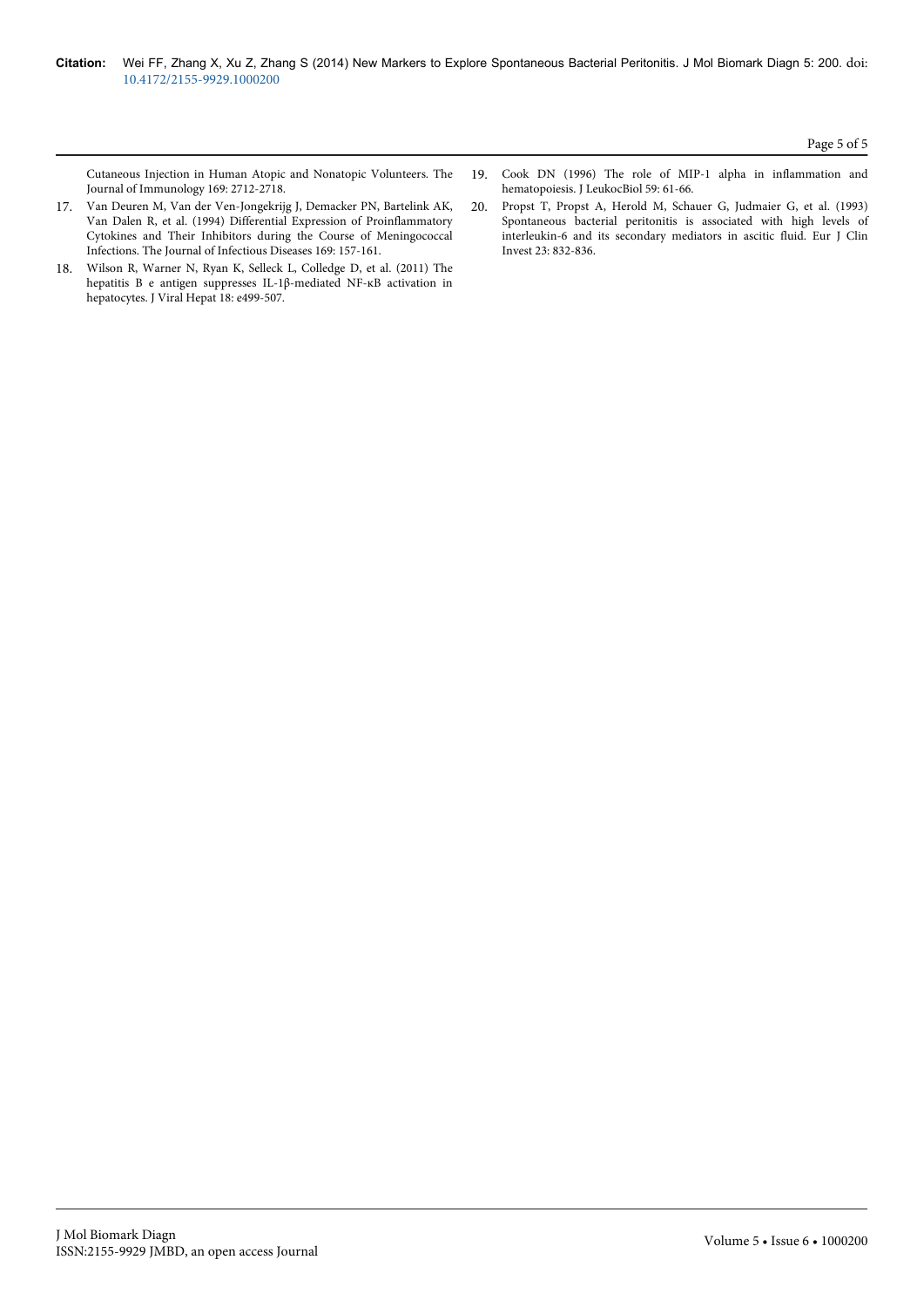Cutaneous Injection in Human Atopic and Nonatopic Volunteers. The Journal of Immunology 169: 2712-2718.

17. Van Deuren M, Van der Ven-Jongekrijg J, Demacker PN, Bartelink AK, Van Dalen R, et al. (1994) Differential Expression of Proinflammatory Cytokines and Their Inhibitors during the Course of Meningococcal Infections. The Journal of Infectious Diseases 169: 157-161.

18. Wilson R, Warner N, Ryan K, Selleck L, Colledge D, et al. (2011) The hepatitis B e antigen suppresses IL-1β-mediated NF-κB activation in hepatocytes. J Viral Hepat 18: e499-507.

19. Cook DN (1996) The role of MIP-1 alpha in inflammation and hematopoiesis. J LeukocBiol 59: 61-66.

20. Propst T, Propst A, Herold M, Schauer G, Judmaier G, et al. (1993) Spontaneous bacterial peritonitis is associated with high levels of interleukin-6 and its secondary mediators in ascitic fluid. Eur J Clin Invest 23: 832-836.